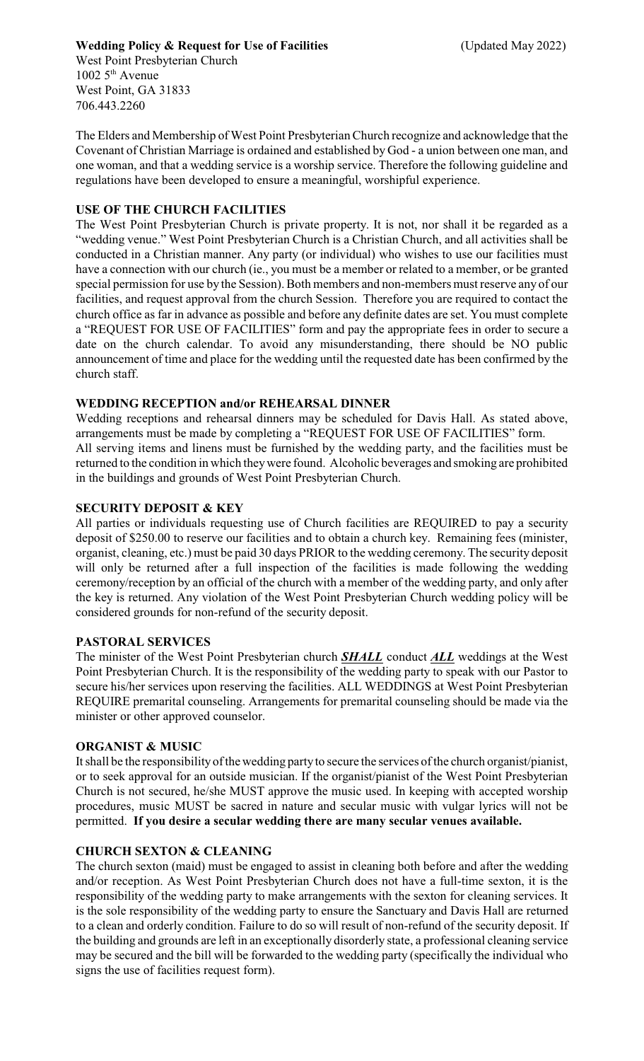**Wedding Policy & Request for Use of Facilities** (Updated May 2022)
West Point Presbyterian Church
1002 5th Avenue
West Point, GA 31833
706.443.2260

The Elders and Membership of West Point Presbyterian Church recognize and acknowledge that the Covenant of Christian Marriage is ordained and established by God - a union between one man, and one woman, and that a wedding service is a worship service. Therefore the following guideline and regulations have been developed to ensure a meaningful, worshipful experience.

## USE OF THE CHURCH FACILITIES

The West Point Presbyterian Church is private property. It is not, nor shall it be regarded as a "wedding venue." West Point Presbyterian Church is a Christian Church, and all activities shall be conducted in a Christian manner. Any party (or individual) who wishes to use our facilities must have a connection with our church (ie., you must be a member or related to a member, or be granted special permission for use by the Session). Both members and non-members must reserve any of our facilities, and request approval from the church Session. Therefore you are required to contact the church office as far in advance as possible and before any definite dates are set. You must complete a "REQUEST FOR USE OF FACILITIES" form and pay the appropriate fees in order to secure a date on the church calendar. To avoid any misunderstanding, there should be NO public announcement of time and place for the wedding until the requested date has been confirmed by the church staff.

## WEDDING RECEPTION and/or REHEARSAL DINNER

Wedding receptions and rehearsal dinners may be scheduled for Davis Hall. As stated above, arrangements must be made by completing a "REQUEST FOR USE OF FACILITIES" form.
All serving items and linens must be furnished by the wedding party, and the facilities must be returned to the condition in which they were found. Alcoholic beverages and smoking are prohibited in the buildings and grounds of West Point Presbyterian Church.

## SECURITY DEPOSIT & KEY

All parties or individuals requesting use of Church facilities are REQUIRED to pay a security deposit of $250.00 to reserve our facilities and to obtain a church key. Remaining fees (minister, organist, cleaning, etc.) must be paid 30 days PRIOR to the wedding ceremony. The security deposit will only be returned after a full inspection of the facilities is made following the wedding ceremony/reception by an official of the church with a member of the wedding party, and only after the key is returned. Any violation of the West Point Presbyterian Church wedding policy will be considered grounds for non-refund of the security deposit.

## PASTORAL SERVICES

The minister of the West Point Presbyterian church ***SHALL*** conduct ***ALL*** weddings at the West Point Presbyterian Church. It is the responsibility of the wedding party to speak with our Pastor to secure his/her services upon reserving the facilities. ALL WEDDINGS at West Point Presbyterian REQUIRE premarital counseling. Arrangements for premarital counseling should be made via the minister or other approved counselor.

## ORGANIST & MUSIC

It shall be the responsibility of the wedding party to secure the services of the church organist/pianist, or to seek approval for an outside musician. If the organist/pianist of the West Point Presbyterian Church is not secured, he/she MUST approve the music used. In keeping with accepted worship procedures, music MUST be sacred in nature and secular music with vulgar lyrics will not be permitted. **If you desire a secular wedding there are many secular venues available.**

## CHURCH SEXTON & CLEANING

The church sexton (maid) must be engaged to assist in cleaning both before and after the wedding and/or reception. As West Point Presbyterian Church does not have a full-time sexton, it is the responsibility of the wedding party to make arrangements with the sexton for cleaning services. It is the sole responsibility of the wedding party to ensure the Sanctuary and Davis Hall are returned to a clean and orderly condition. Failure to do so will result of non-refund of the security deposit. If the building and grounds are left in an exceptionally disorderly state, a professional cleaning service may be secured and the bill will be forwarded to the wedding party (specifically the individual who signs the use of facilities request form).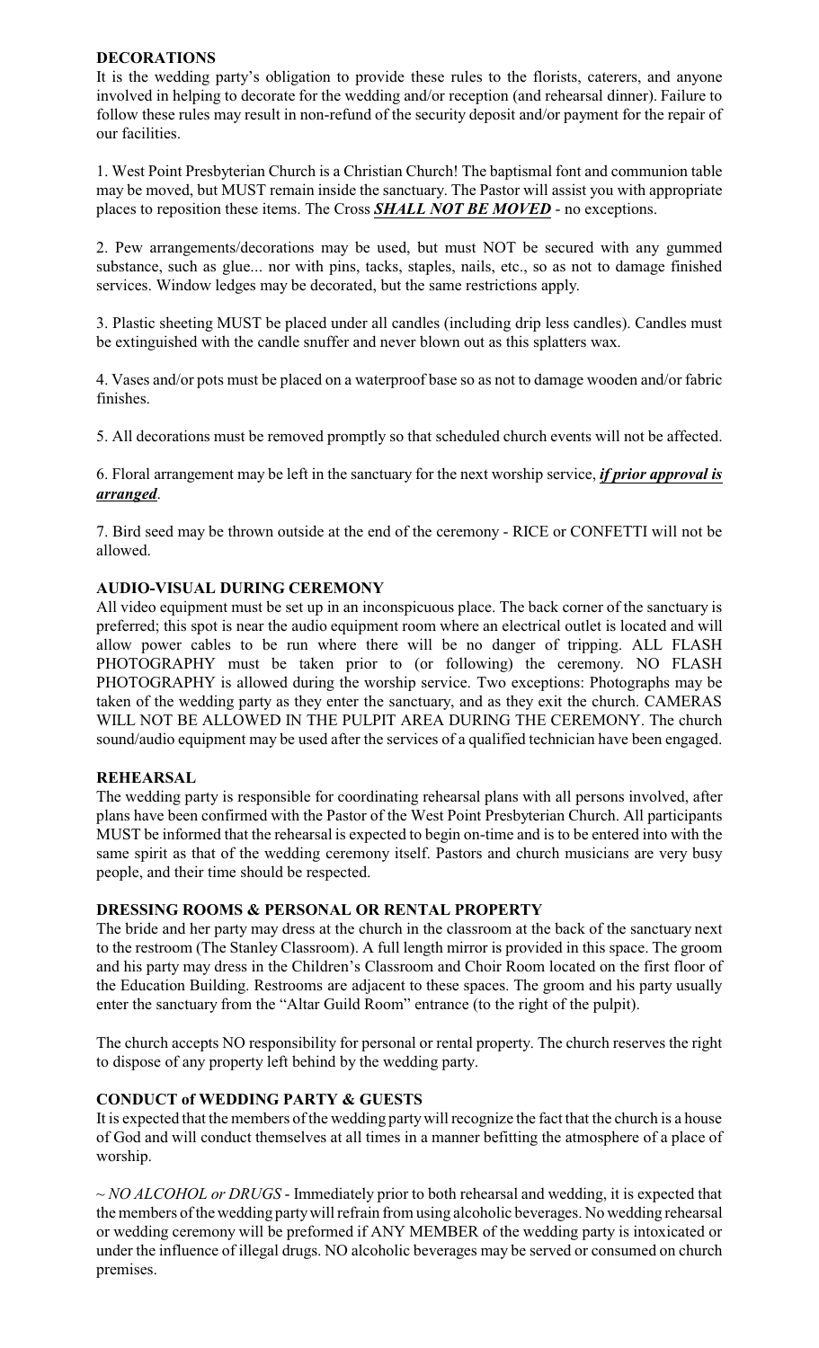**DECORATIONS**

It is the wedding party's obligation to provide these rules to the florists, caterers, and anyone involved in helping to decorate for the wedding and/or reception (and rehearsal dinner). Failure to follow these rules may result in non-refund of the security deposit and/or payment for the repair of our facilities.

1. West Point Presbyterian Church is a Christian Church! The baptismal font and communion table may be moved, but MUST remain inside the sanctuary. The Pastor will assist you with appropriate places to reposition these items. The Cross ***SHALL NOT BE MOVED*** - no exceptions.

2. Pew arrangements/decorations may be used, but must NOT be secured with any gummed substance, such as glue... nor with pins, tacks, staples, nails, etc., so as not to damage finished services. Window ledges may be decorated, but the same restrictions apply.

3. Plastic sheeting MUST be placed under all candles (including drip less candles). Candles must be extinguished with the candle snuffer and never blown out as this splatters wax.

4. Vases and/or pots must be placed on a waterproof base so as not to damage wooden and/or fabric finishes.

5. All decorations must be removed promptly so that scheduled church events will not be affected.

6. Floral arrangement may be left in the sanctuary for the next worship service, ***if prior approval is arranged***.

7. Bird seed may be thrown outside at the end of the ceremony - RICE or CONFETTI will not be allowed.

**AUDIO-VISUAL DURING CEREMONY**

All video equipment must be set up in an inconspicuous place. The back corner of the sanctuary is preferred; this spot is near the audio equipment room where an electrical outlet is located and will allow power cables to be run where there will be no danger of tripping. ALL FLASH PHOTOGRAPHY must be taken prior to (or following) the ceremony. NO FLASH PHOTOGRAPHY is allowed during the worship service. Two exceptions: Photographs may be taken of the wedding party as they enter the sanctuary, and as they exit the church. CAMERAS WILL NOT BE ALLOWED IN THE PULPIT AREA DURING THE CEREMONY. The church sound/audio equipment may be used after the services of a qualified technician have been engaged.

**REHEARSAL**

The wedding party is responsible for coordinating rehearsal plans with all persons involved, after plans have been confirmed with the Pastor of the West Point Presbyterian Church. All participants MUST be informed that the rehearsal is expected to begin on-time and is to be entered into with the same spirit as that of the wedding ceremony itself. Pastors and church musicians are very busy people, and their time should be respected.

**DRESSING ROOMS & PERSONAL OR RENTAL PROPERTY**

The bride and her party may dress at the church in the classroom at the back of the sanctuary next to the restroom (The Stanley Classroom). A full length mirror is provided in this space. The groom and his party may dress in the Children's Classroom and Choir Room located on the first floor of the Education Building. Restrooms are adjacent to these spaces. The groom and his party usually enter the sanctuary from the "Altar Guild Room" entrance (to the right of the pulpit).

The church accepts NO responsibility for personal or rental property. The church reserves the right to dispose of any property left behind by the wedding party.

**CONDUCT of WEDDING PARTY & GUESTS**

It is expected that the members of the wedding party will recognize the fact that the church is a house of God and will conduct themselves at all times in a manner befitting the atmosphere of a place of worship.

~ *NO ALCOHOL or DRUGS* - Immediately prior to both rehearsal and wedding, it is expected that the members of the wedding party will refrain from using alcoholic beverages. No wedding rehearsal or wedding ceremony will be preformed if ANY MEMBER of the wedding party is intoxicated or under the influence of illegal drugs. NO alcoholic beverages may be served or consumed on church premises.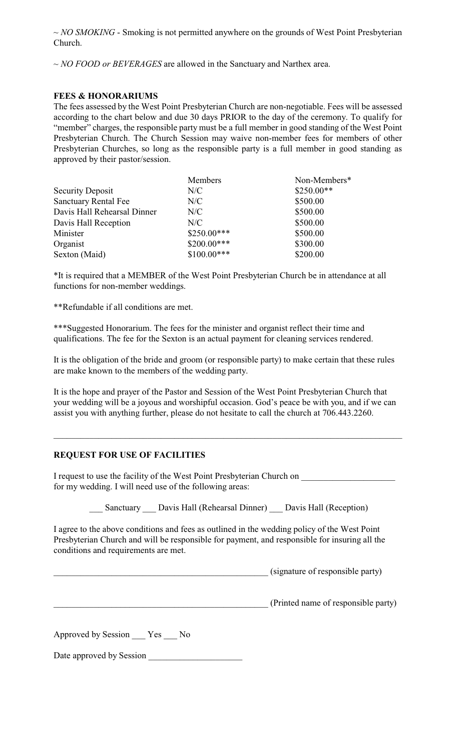~ *NO SMOKING* - Smoking is not permitted anywhere on the grounds of West Point Presbyterian Church.

~ *NO FOOD or BEVERAGES* are allowed in the Sanctuary and Narthex area.

**FEES & HONORARIUMS**

The fees assessed by the West Point Presbyterian Church are non-negotiable. Fees will be assessed according to the chart below and due 30 days PRIOR to the day of the ceremony. To qualify for "member" charges, the responsible party must be a full member in good standing of the West Point Presbyterian Church. The Church Session may waive non-member fees for members of other Presbyterian Churches, so long as the responsible party is a full member in good standing as approved by their pastor/session.

| | Members | Non-Members* |
|---|---|---|
| Security Deposit | N/C | $250.00** |
| Sanctuary Rental Fee | N/C | $500.00 |
| Davis Hall Rehearsal Dinner | N/C | $500.00 |
| Davis Hall Reception | N/C | $500.00 |
| Minister | $250.00*** | $500.00 |
| Organist | $200.00*** | $300.00 |
| Sexton (Maid) | $100.00*** | $200.00 |

*It is required that a MEMBER of the West Point Presbyterian Church be in attendance at all functions for non-member weddings.

**Refundable if all conditions are met.

***Suggested Honorarium. The fees for the minister and organist reflect their time and qualifications. The fee for the Sexton is an actual payment for cleaning services rendered.

It is the obligation of the bride and groom (or responsible party) to make certain that these rules are make known to the members of the wedding party.

It is the hope and prayer of the Pastor and Session of the West Point Presbyterian Church that your wedding will be a joyous and worshipful occasion. God's peace be with you, and if we can assist you with anything further, please do not hesitate to call the church at 706.443.2260.

---

**REQUEST FOR USE OF FACILITIES**

I request to use the facility of the West Point Presbyterian Church on _____________________ for my wedding. I will need use of the following areas:

___ Sanctuary ___ Davis Hall (Rehearsal Dinner) ___ Davis Hall (Reception)

I agree to the above conditions and fees as outlined in the wedding policy of the West Point Presbyterian Church and will be responsible for payment, and responsible for insuring all the conditions and requirements are met.

_________________________________________________ (signature of responsible party)

_________________________________________________ (Printed name of responsible party)

Approved by Session ___ Yes ___ No

Date approved by Session _____________________